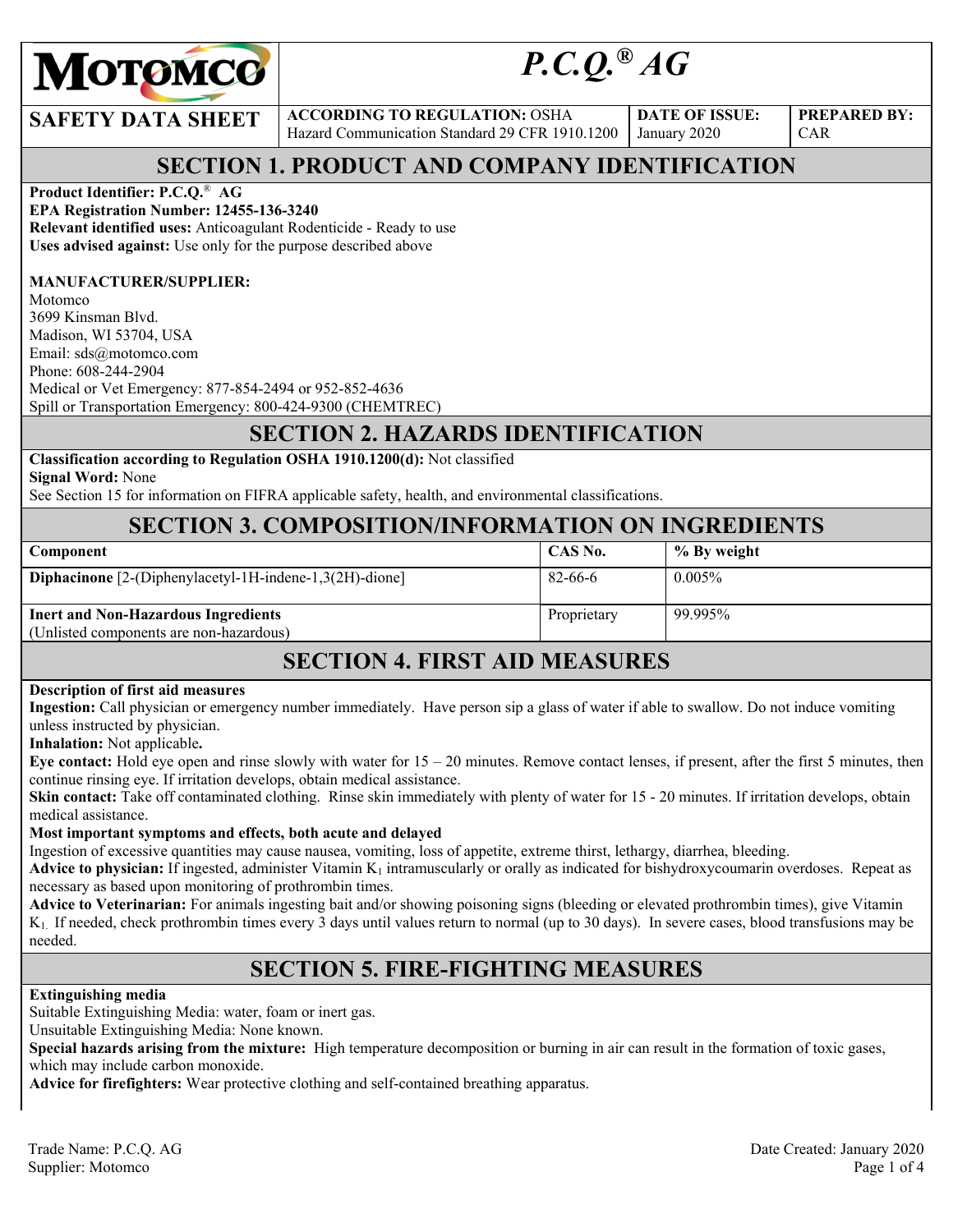# MOTOMCO

# P.C.Q.® AG

| SAFETY DATA SHEET | ACCORDING TO REGULATION: OSHA Hazard Communication Standard 29 CFR 1910.1200 | DATE OF ISSUE: January 2020 | PREPARED BY: CAR |
|---|---|---|---|

## SECTION 1. PRODUCT AND COMPANY IDENTIFICATION

**Product Identifier: P.C.Q.® AG**
**EPA Registration Number: 12455-136-3240**
**Relevant identified uses:** Anticoagulant Rodenticide - Ready to use
**Uses advised against:** Use only for the purpose described above

**MANUFACTURER/SUPPLIER:**
Motomco
3699 Kinsman Blvd.
Madison, WI 53704, USA
Email: sds@motomco.com
Phone: 608-244-2904
Medical or Vet Emergency: 877-854-2494 or 952-852-4636
Spill or Transportation Emergency: 800-424-9300 (CHEMTREC)

## SECTION 2. HAZARDS IDENTIFICATION

**Classification according to Regulation OSHA 1910.1200(d):** Not classified
**Signal Word:** None
See Section 15 for information on FIFRA applicable safety, health, and environmental classifications.

## SECTION 3. COMPOSITION/INFORMATION ON INGREDIENTS

| Component | CAS No. | % By weight |
|---|---|---|
| **Diphacinone** [2-(Diphenylacetyl-1H-indene-1,3(2H)-dione] | 82-66-6 | 0.005% |
| **Inert and Non-Hazardous Ingredients** (Unlisted components are non-hazardous) | Proprietary | 99.995% |

## SECTION 4. FIRST AID MEASURES

**Description of first aid measures**
**Ingestion:** Call physician or emergency number immediately. Have person sip a glass of water if able to swallow. Do not induce vomiting unless instructed by physician.
**Inhalation:** Not applicable**.**
**Eye contact:** Hold eye open and rinse slowly with water for 15 – 20 minutes. Remove contact lenses, if present, after the first 5 minutes, then continue rinsing eye. If irritation develops, obtain medical assistance.
**Skin contact:** Take off contaminated clothing. Rinse skin immediately with plenty of water for 15 - 20 minutes. If irritation develops, obtain medical assistance.
**Most important symptoms and effects, both acute and delayed**
Ingestion of excessive quantities may cause nausea, vomiting, loss of appetite, extreme thirst, lethargy, diarrhea, bleeding.
**Advice to physician:** If ingested, administer Vitamin $K_1$ intramuscularly or orally as indicated for bishydroxycoumarin overdoses. Repeat as necessary as based upon monitoring of prothrombin times.
**Advice to Veterinarian:** For animals ingesting bait and/or showing poisoning signs (bleeding or elevated prothrombin times), give Vitamin $K_1$. If needed, check prothrombin times every 3 days until values return to normal (up to 30 days). In severe cases, blood transfusions may be needed.

## SECTION 5. FIRE-FIGHTING MEASURES

**Extinguishing media**
Suitable Extinguishing Media: water, foam or inert gas.
Unsuitable Extinguishing Media: None known.
**Special hazards arising from the mixture:** High temperature decomposition or burning in air can result in the formation of toxic gases, which may include carbon monoxide.
**Advice for firefighters:** Wear protective clothing and self-contained breathing apparatus.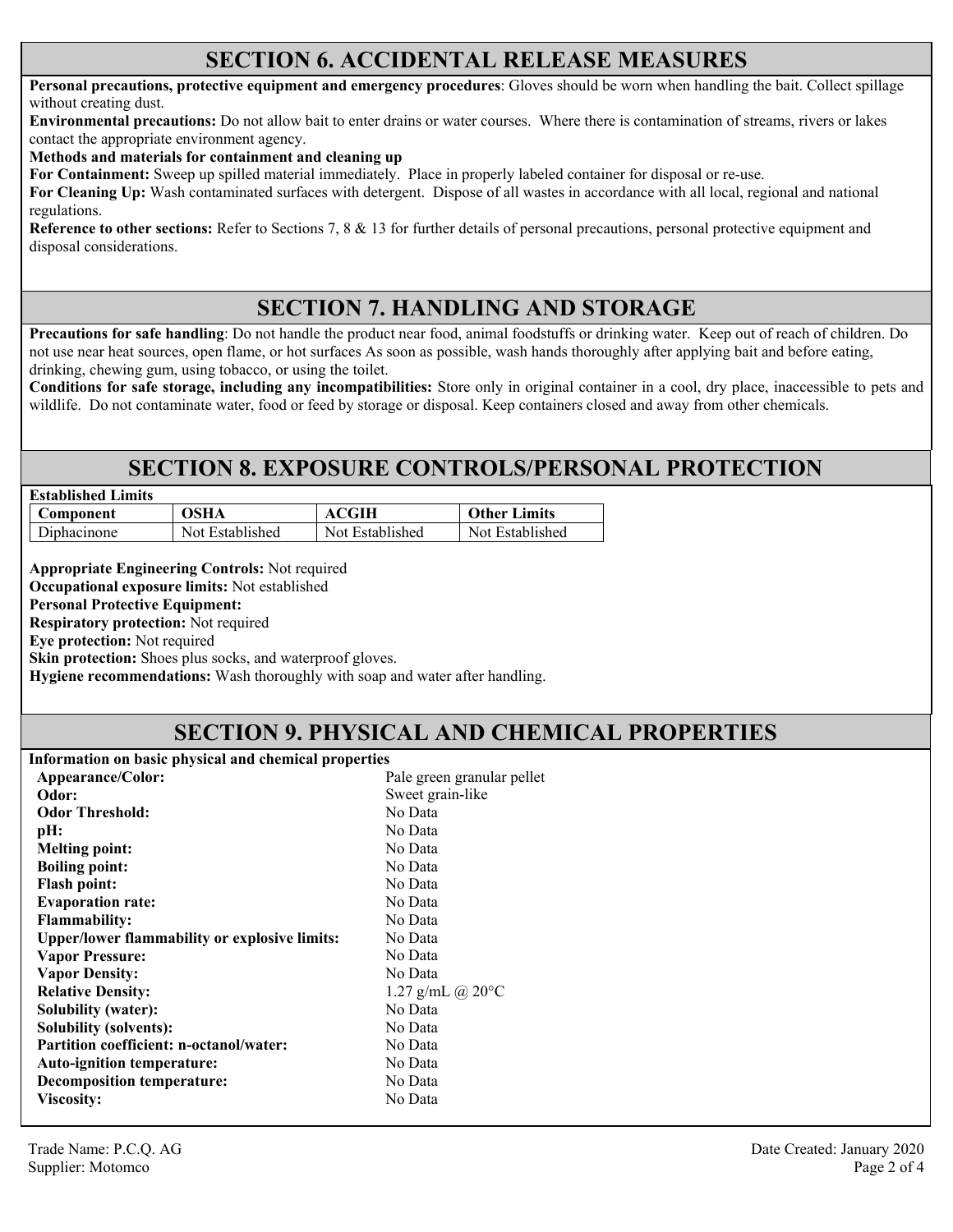## SECTION 6. ACCIDENTAL RELEASE MEASURES

**Personal precautions, protective equipment and emergency procedures**: Gloves should be worn when handling the bait. Collect spillage without creating dust.

**Environmental precautions:** Do not allow bait to enter drains or water courses. Where there is contamination of streams, rivers or lakes contact the appropriate environment agency.

**Methods and materials for containment and cleaning up**

**For Containment:** Sweep up spilled material immediately. Place in properly labeled container for disposal or re-use.

**For Cleaning Up:** Wash contaminated surfaces with detergent. Dispose of all wastes in accordance with all local, regional and national regulations.

**Reference to other sections:** Refer to Sections 7, 8 & 13 for further details of personal precautions, personal protective equipment and disposal considerations.

## SECTION 7. HANDLING AND STORAGE

**Precautions for safe handling**: Do not handle the product near food, animal foodstuffs or drinking water. Keep out of reach of children. Do not use near heat sources, open flame, or hot surfaces As soon as possible, wash hands thoroughly after applying bait and before eating, drinking, chewing gum, using tobacco, or using the toilet.

**Conditions for safe storage, including any incompatibilities:** Store only in original container in a cool, dry place, inaccessible to pets and wildlife. Do not contaminate water, food or feed by storage or disposal. Keep containers closed and away from other chemicals.

## SECTION 8. EXPOSURE CONTROLS/PERSONAL PROTECTION

**Established Limits**

| Component | OSHA | ACGIH | Other Limits |
|---|---|---|---|
| Diphacinone | Not Established | Not Established | Not Established |

**Appropriate Engineering Controls:** Not required

**Occupational exposure limits:** Not established

**Personal Protective Equipment:**

**Respiratory protection:** Not required

**Eye protection:** Not required

**Skin protection:** Shoes plus socks, and waterproof gloves.

**Hygiene recommendations:** Wash thoroughly with soap and water after handling.

## SECTION 9. PHYSICAL AND CHEMICAL PROPERTIES

**Information on basic physical and chemical properties**

| | |
|---|---|
| **Appearance/Color:** | Pale green granular pellet |
| **Odor:** | Sweet grain-like |
| **Odor Threshold:** | No Data |
| **pH:** | No Data |
| **Melting point:** | No Data |
| **Boiling point:** | No Data |
| **Flash point:** | No Data |
| **Evaporation rate:** | No Data |
| **Flammability:** | No Data |
| **Upper/lower flammability or explosive limits:** | No Data |
| **Vapor Pressure:** | No Data |
| **Vapor Density:** | No Data |
| **Relative Density:** | 1.27 g/mL @ 20°C |
| **Solubility (water):** | No Data |
| **Solubility (solvents):** | No Data |
| **Partition coefficient: n-octanol/water:** | No Data |
| **Auto-ignition temperature:** | No Data |
| **Decomposition temperature:** | No Data |
| **Viscosity:** | No Data |

Trade Name: P.C.Q. AG
Supplier: Motomco
Date Created: January 2020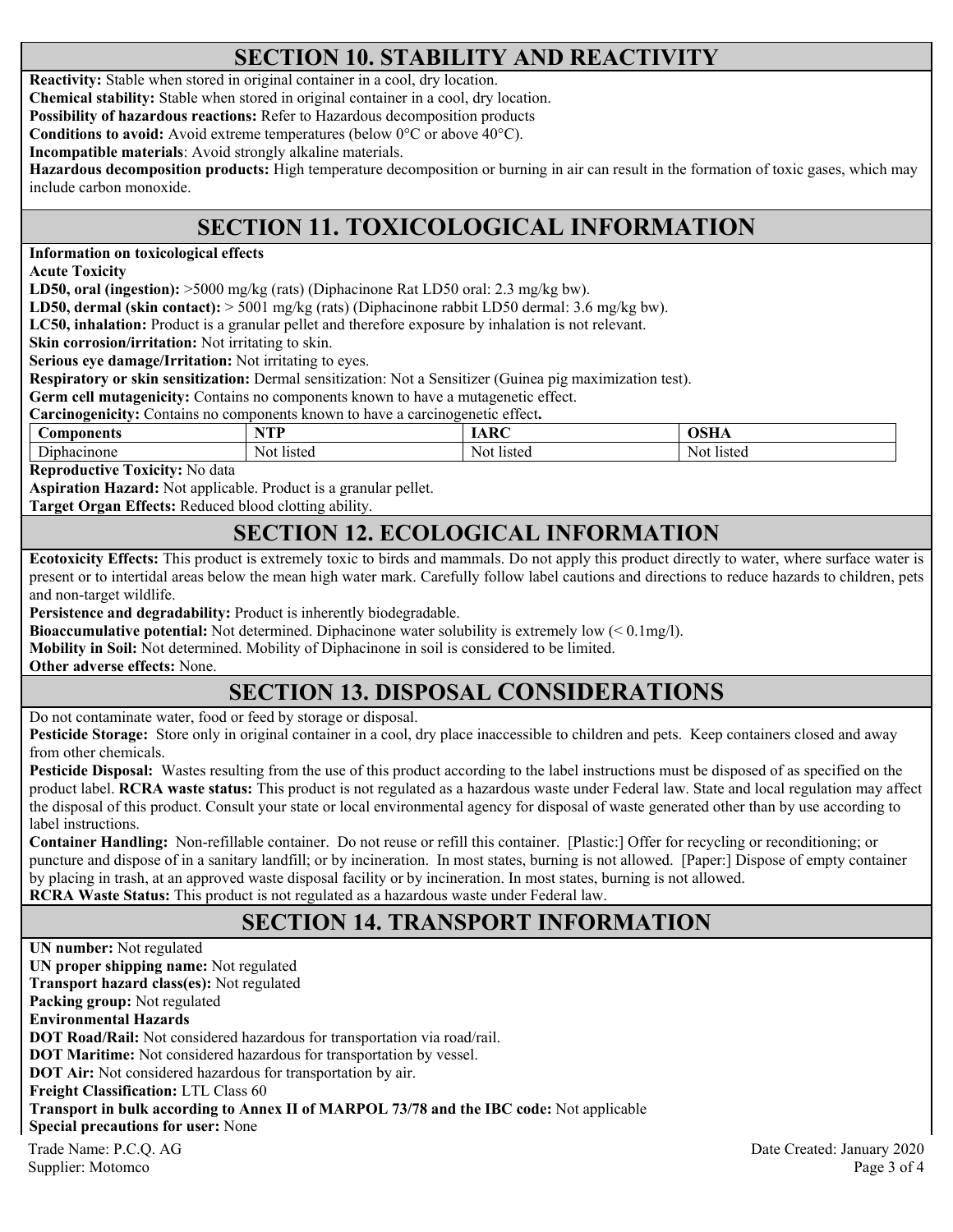## SECTION 10. STABILITY AND REACTIVITY

**Reactivity:** Stable when stored in original container in a cool, dry location.

**Chemical stability:** Stable when stored in original container in a cool, dry location.

**Possibility of hazardous reactions:** Refer to Hazardous decomposition products

**Conditions to avoid:** Avoid extreme temperatures (below 0°C or above 40°C).

**Incompatible materials**: Avoid strongly alkaline materials.

**Hazardous decomposition products:** High temperature decomposition or burning in air can result in the formation of toxic gases, which may include carbon monoxide.

## SECTION 11. TOXICOLOGICAL INFORMATION

**Information on toxicological effects**

**Acute Toxicity**

**LD50, oral (ingestion):** >5000 mg/kg (rats) (Diphacinone Rat LD50 oral: 2.3 mg/kg bw).

**LD50, dermal (skin contact):** > 5001 mg/kg (rats) (Diphacinone rabbit LD50 dermal: 3.6 mg/kg bw).

**LC50, inhalation:** Product is a granular pellet and therefore exposure by inhalation is not relevant.

**Skin corrosion/irritation:** Not irritating to skin.

**Serious eye damage/Irritation:** Not irritating to eyes.

**Respiratory or skin sensitization:** Dermal sensitization: Not a Sensitizer (Guinea pig maximization test).

**Germ cell mutagenicity:** Contains no components known to have a mutagenetic effect.

**Carcinogenicity:** Contains no components known to have a carcinogenetic effect**.**

| Components | NTP | IARC | OSHA |
|---|---|---|---|
| Diphacinone | Not listed | Not listed | Not listed |

**Reproductive Toxicity:** No data

**Aspiration Hazard:** Not applicable. Product is a granular pellet.

**Target Organ Effects:** Reduced blood clotting ability.

## SECTION 12. ECOLOGICAL INFORMATION

**Ecotoxicity Effects:** This product is extremely toxic to birds and mammals. Do not apply this product directly to water, where surface water is present or to intertidal areas below the mean high water mark. Carefully follow label cautions and directions to reduce hazards to children, pets and non-target wildlife.

**Persistence and degradability:** Product is inherently biodegradable.

**Bioaccumulative potential:** Not determined. Diphacinone water solubility is extremely low (< 0.1mg/l).

**Mobility in Soil:** Not determined. Mobility of Diphacinone in soil is considered to be limited.

**Other adverse effects:** None.

## SECTION 13. DISPOSAL CONSIDERATIONS

Do not contaminate water, food or feed by storage or disposal.

**Pesticide Storage:** Store only in original container in a cool, dry place inaccessible to children and pets. Keep containers closed and away from other chemicals.

**Pesticide Disposal:** Wastes resulting from the use of this product according to the label instructions must be disposed of as specified on the product label. **RCRA waste status:** This product is not regulated as a hazardous waste under Federal law. State and local regulation may affect the disposal of this product. Consult your state or local environmental agency for disposal of waste generated other than by use according to label instructions.

**Container Handling:** Non-refillable container. Do not reuse or refill this container. [Plastic:] Offer for recycling or reconditioning; or puncture and dispose of in a sanitary landfill; or by incineration. In most states, burning is not allowed. [Paper:] Dispose of empty container by placing in trash, at an approved waste disposal facility or by incineration. In most states, burning is not allowed.

**RCRA Waste Status:** This product is not regulated as a hazardous waste under Federal law.

## SECTION 14. TRANSPORT INFORMATION

**UN number:** Not regulated

**UN proper shipping name:** Not regulated

**Transport hazard class(es):** Not regulated

**Packing group:** Not regulated

**Environmental Hazards**

**DOT Road/Rail:** Not considered hazardous for transportation via road/rail.

**DOT Maritime:** Not considered hazardous for transportation by vessel.

**DOT Air:** Not considered hazardous for transportation by air.

**Freight Classification:** LTL Class 60

**Transport in bulk according to Annex II of MARPOL 73/78 and the IBC code:** Not applicable

**Special precautions for user:** None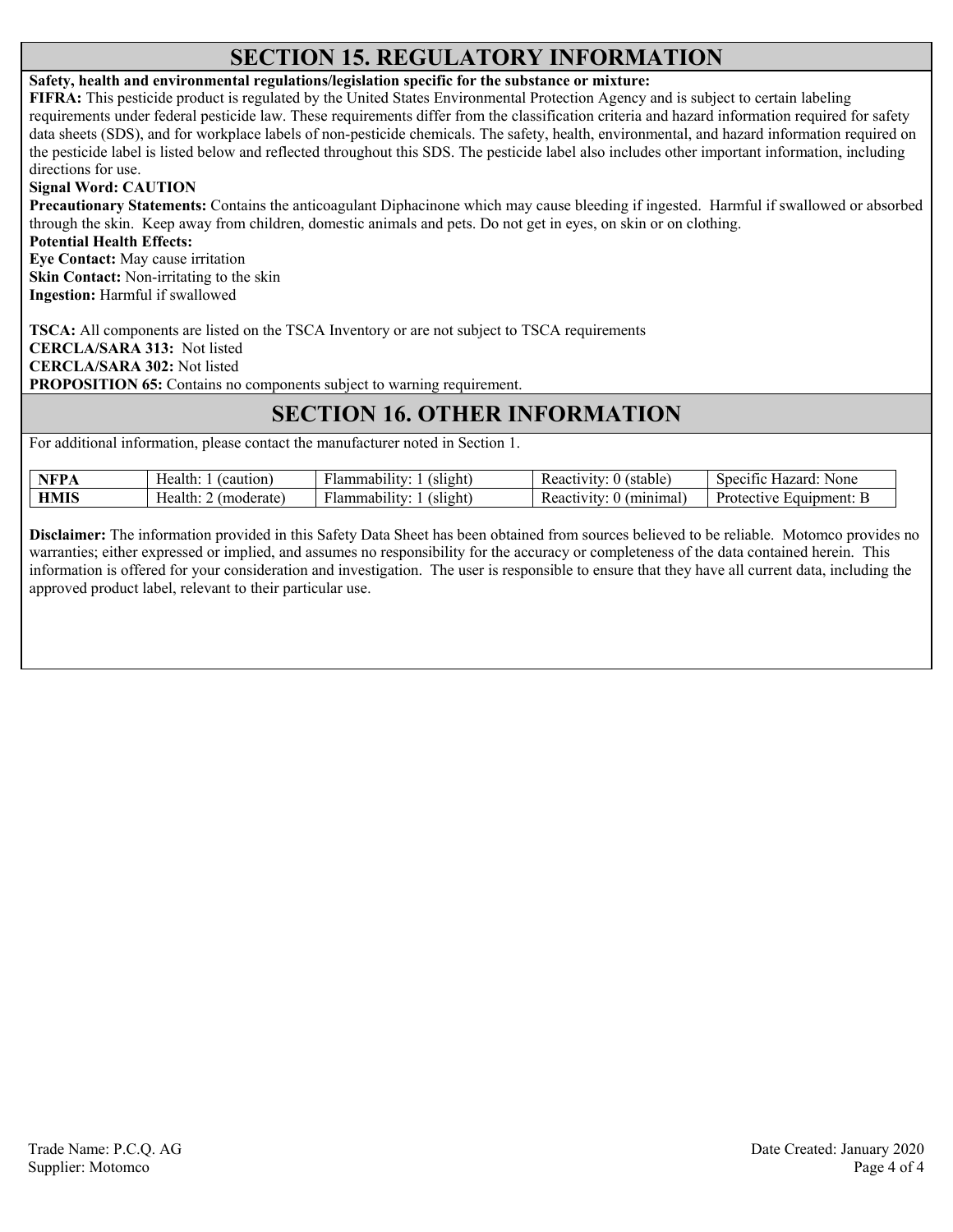## SECTION 15. REGULATORY INFORMATION

**Safety, health and environmental regulations/legislation specific for the substance or mixture:**

**FIFRA:** This pesticide product is regulated by the United States Environmental Protection Agency and is subject to certain labeling requirements under federal pesticide law. These requirements differ from the classification criteria and hazard information required for safety data sheets (SDS), and for workplace labels of non-pesticide chemicals. The safety, health, environmental, and hazard information required on the pesticide label is listed below and reflected throughout this SDS. The pesticide label also includes other important information, including directions for use.

**Signal Word: CAUTION**

**Precautionary Statements:** Contains the anticoagulant Diphacinone which may cause bleeding if ingested. Harmful if swallowed or absorbed through the skin. Keep away from children, domestic animals and pets. Do not get in eyes, on skin or on clothing.

**Potential Health Effects:**

**Eye Contact:** May cause irritation

**Skin Contact:** Non-irritating to the skin

**Ingestion:** Harmful if swallowed

**TSCA:** All components are listed on the TSCA Inventory or are not subject to TSCA requirements

**CERCLA/SARA 313:** Not listed

**CERCLA/SARA 302:** Not listed

**PROPOSITION 65:** Contains no components subject to warning requirement.

## SECTION 16. OTHER INFORMATION

For additional information, please contact the manufacturer noted in Section 1.

| | | | | |
|---|---|---|---|---|
| **NFPA** | Health: 1 (caution) | Flammability: 1 (slight) | Reactivity: 0 (stable) | Specific Hazard: None |
| **HMIS** | Health: 2 (moderate) | Flammability: 1 (slight) | Reactivity: 0 (minimal) | Protective Equipment: B |

**Disclaimer:** The information provided in this Safety Data Sheet has been obtained from sources believed to be reliable. Motomco provides no warranties; either expressed or implied, and assumes no responsibility for the accuracy or completeness of the data contained herein. This information is offered for your consideration and investigation. The user is responsible to ensure that they have all current data, including the approved product label, relevant to their particular use.